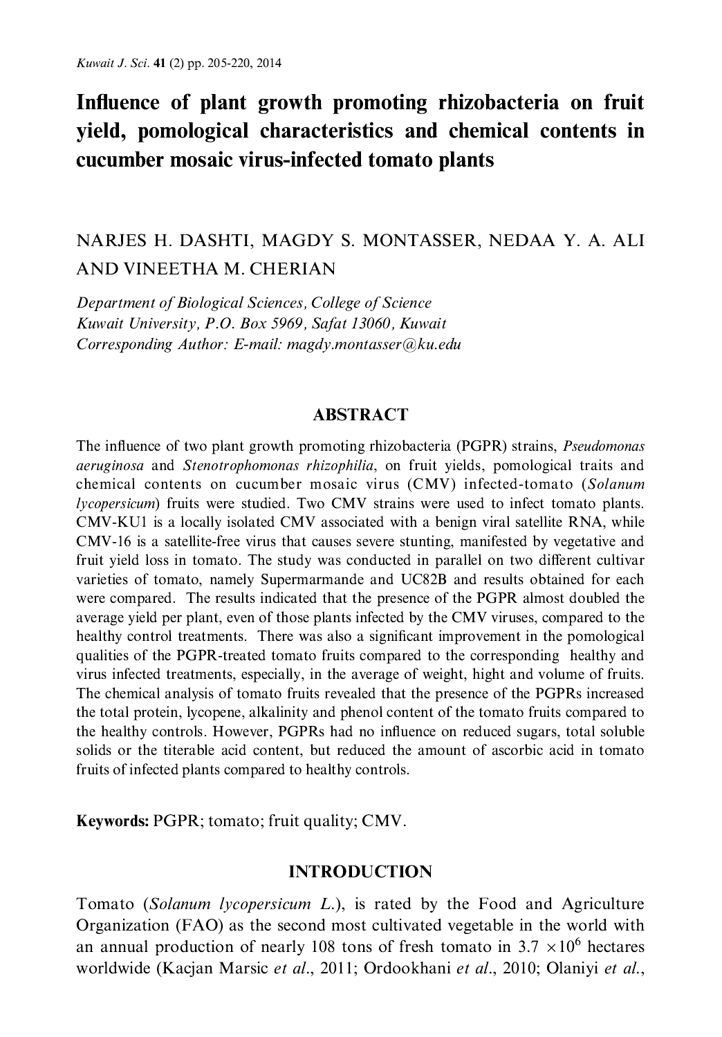# Influence of plant growth promoting rhizobacteria on fruit yield, pomological characteristics and chemical contents in cucumber mosaic virus-infected tomato plants

NARJES H. DASHTI, MAGDY S. MONTASSER, NEDAA Y. A. ALI AND VINEETHA M. CHERIAN

*Department of Biological Sciences, College of Science*
*Kuwait University, P.O. Box 5969, Safat 13060, Kuwait*
*Corresponding Author: E-mail: magdy.montasser@ku.edu*

## ABSTRACT

The influence of two plant growth promoting rhizobacteria (PGPR) strains, *Pseudomonas aeruginosa* and *Stenotrophomonas rhizophilia*, on fruit yields, pomological traits and chemical contents on cucumber mosaic virus (CMV) infected-tomato (*Solanum lycopersicum*) fruits were studied. Two CMV strains were used to infect tomato plants. CMV-KU1 is a locally isolated CMV associated with a benign viral satellite RNA, while CMV-16 is a satellite-free virus that causes severe stunting, manifested by vegetative and fruit yield loss in tomato. The study was conducted in parallel on two different cultivar varieties of tomato, namely Supermarmande and UC82B and results obtained for each were compared. The results indicated that the presence of the PGPR almost doubled the average yield per plant, even of those plants infected by the CMV viruses, compared to the healthy control treatments. There was also a significant improvement in the pomological qualities of the PGPR-treated tomato fruits compared to the corresponding healthy and virus infected treatments, especially, in the average of weight, hight and volume of fruits. The chemical analysis of tomato fruits revealed that the presence of the PGPRs increased the total protein, lycopene, alkalinity and phenol content of the tomato fruits compared to the healthy controls. However, PGPRs had no influence on reduced sugars, total soluble solids or the titerable acid content, but reduced the amount of ascorbic acid in tomato fruits of infected plants compared to healthy controls.

**Keywords:** PGPR; tomato; fruit quality; CMV.

## INTRODUCTION

Tomato (*Solanum lycopersicum L.*), is rated by the Food and Agriculture Organization (FAO) as the second most cultivated vegetable in the world with an annual production of nearly 108 tons of fresh tomato in $3.7 \times 10^6$ hectares worldwide (Kacjan Marsic *et al*., 2011; Ordookhani *et al*., 2010; Olaniyi *et al*.,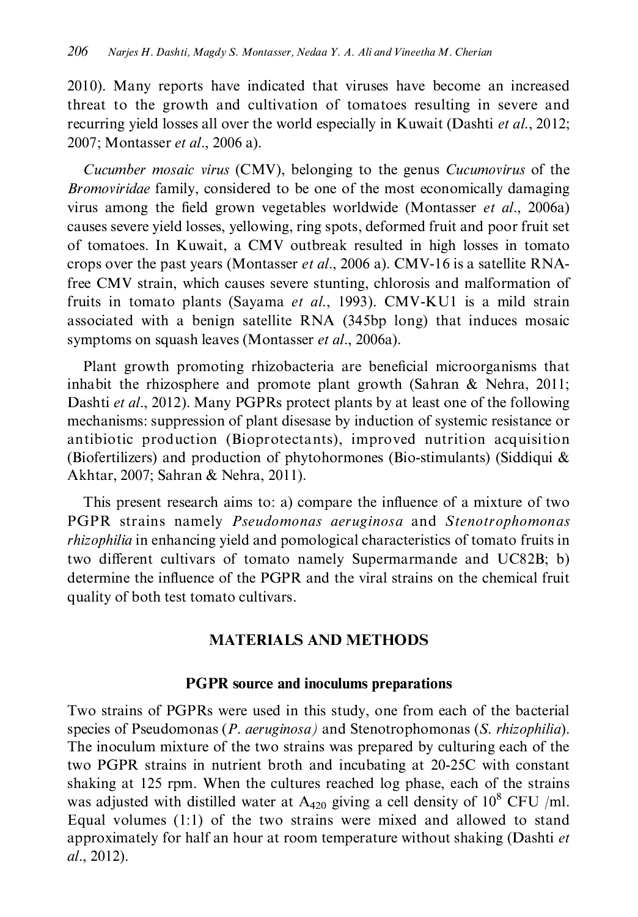2010). Many reports have indicated that viruses have become an increased threat to the growth and cultivation of tomatoes resulting in severe and recurring yield losses all over the world especially in Kuwait (Dashti *et al*., 2012; 2007; Montasser *et al*., 2006 a).

*Cucumber mosaic virus* (CMV), belonging to the genus *Cucumovirus* of the *Bromoviridae* family, considered to be one of the most economically damaging virus among the field grown vegetables worldwide (Montasser *et al*., 2006a) causes severe yield losses, yellowing, ring spots, deformed fruit and poor fruit set of tomatoes. In Kuwait, a CMV outbreak resulted in high losses in tomato crops over the past years (Montasser *et al*., 2006 a). CMV-16 is a satellite RNA-free CMV strain, which causes severe stunting, chlorosis and malformation of fruits in tomato plants (Sayama *et al*., 1993). CMV-KU1 is a mild strain associated with a benign satellite RNA (345bp long) that induces mosaic symptoms on squash leaves (Montasser *et al*., 2006a).

Plant growth promoting rhizobacteria are beneficial microorganisms that inhabit the rhizosphere and promote plant growth (Sahran & Nehra, 2011; Dashti *et al*., 2012). Many PGPRs protect plants by at least one of the following mechanisms: suppression of plant disease by induction of systemic resistance or antibiotic production (Bioprotectants), improved nutrition acquisition (Biofertilizers) and production of phytohormones (Bio-stimulants) (Siddiqui & Akhtar, 2007; Sahran & Nehra, 2011).

This present research aims to: a) compare the influence of a mixture of two PGPR strains namely *Pseudomonas aeruginosa* and *Stenotrophomonas rhizophilia* in enhancing yield and pomological characteristics of tomato fruits in two different cultivars of tomato namely Supermarmande and UC82B; b) determine the influence of the PGPR and the viral strains on the chemical fruit quality of both test tomato cultivars.

## MATERIALS AND METHODS

### PGPR source and inoculums preparations

Two strains of PGPRs were used in this study, one from each of the bacterial species of Pseudomonas (*P. aeruginosa)* and Stenotrophomonas (*S. rhizophilia*). The inoculum mixture of the two strains was prepared by culturing each of the two PGPR strains in nutrient broth and incubating at 20-25C with constant shaking at 125 rpm. When the cultures reached log phase, each of the strains was adjusted with distilled water at $A_{420}$ giving a cell density of $10^8$ CFU /ml. Equal volumes (1:1) of the two strains were mixed and allowed to stand approximately for half an hour at room temperature without shaking (Dashti *et al*., 2012).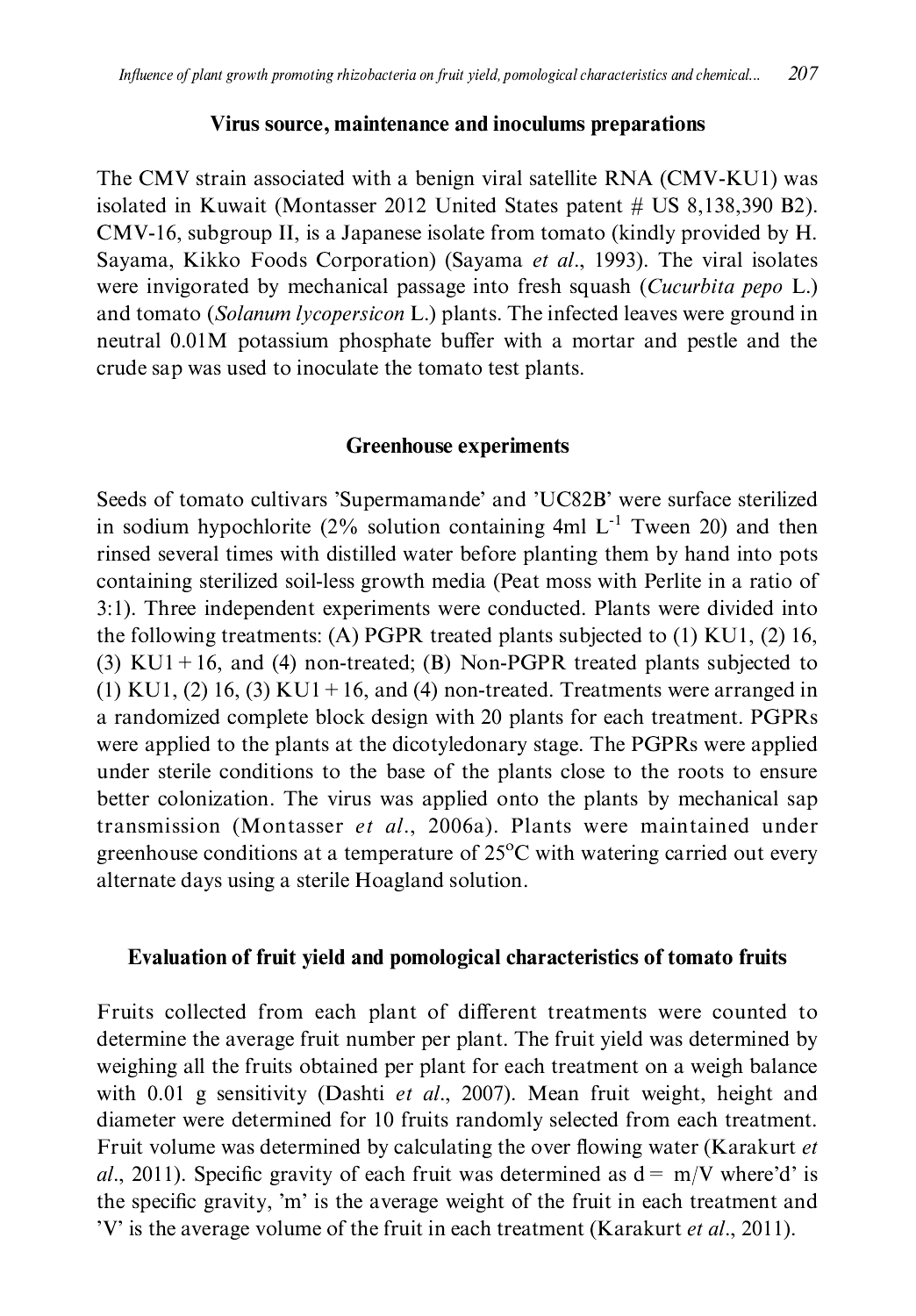### Virus source, maintenance and inoculums preparations

The CMV strain associated with a benign viral satellite RNA (CMV-KU1) was isolated in Kuwait (Montasser 2012 United States patent # US 8,138,390 B2). CMV-16, subgroup II, is a Japanese isolate from tomato (kindly provided by H. Sayama, Kikko Foods Corporation) (Sayama *et al*., 1993). The viral isolates were invigorated by mechanical passage into fresh squash (*Cucurbita pepo* L.) and tomato (*Solanum lycopersicon* L.) plants. The infected leaves were ground in neutral 0.01M potassium phosphate buffer with a mortar and pestle and the crude sap was used to inoculate the tomato test plants.

### Greenhouse experiments

Seeds of tomato cultivars 'Supermamande' and 'UC82B' were surface sterilized in sodium hypochlorite (2% solution containing 4ml $L^{-1}$ Tween 20) and then rinsed several times with distilled water before planting them by hand into pots containing sterilized soil-less growth media (Peat moss with Perlite in a ratio of 3:1). Three independent experiments were conducted. Plants were divided into the following treatments: (A) PGPR treated plants subjected to (1) KU1, (2) 16, (3) KU1 + 16, and (4) non-treated; (B) Non-PGPR treated plants subjected to (1) KU1, (2) 16, (3) KU1 + 16, and (4) non-treated. Treatments were arranged in a randomized complete block design with 20 plants for each treatment. PGPRs were applied to the plants at the dicotyledonary stage. The PGPRs were applied under sterile conditions to the base of the plants close to the roots to ensure better colonization. The virus was applied onto the plants by mechanical sap transmission (Montasser *et al*., 2006a). Plants were maintained under greenhouse conditions at a temperature of 25°C with watering carried out every alternate days using a sterile Hoagland solution.

### Evaluation of fruit yield and pomological characteristics of tomato fruits

Fruits collected from each plant of different treatments were counted to determine the average fruit number per plant. The fruit yield was determined by weighing all the fruits obtained per plant for each treatment on a weigh balance with 0.01 g sensitivity (Dashti *et al*., 2007). Mean fruit weight, height and diameter were determined for 10 fruits randomly selected from each treatment. Fruit volume was determined by calculating the over flowing water (Karakurt *et al*., 2011). Specific gravity of each fruit was determined as $d = m/V$ where'd' is the specific gravity, 'm' is the average weight of the fruit in each treatment and 'V' is the average volume of the fruit in each treatment (Karakurt *et al*., 2011).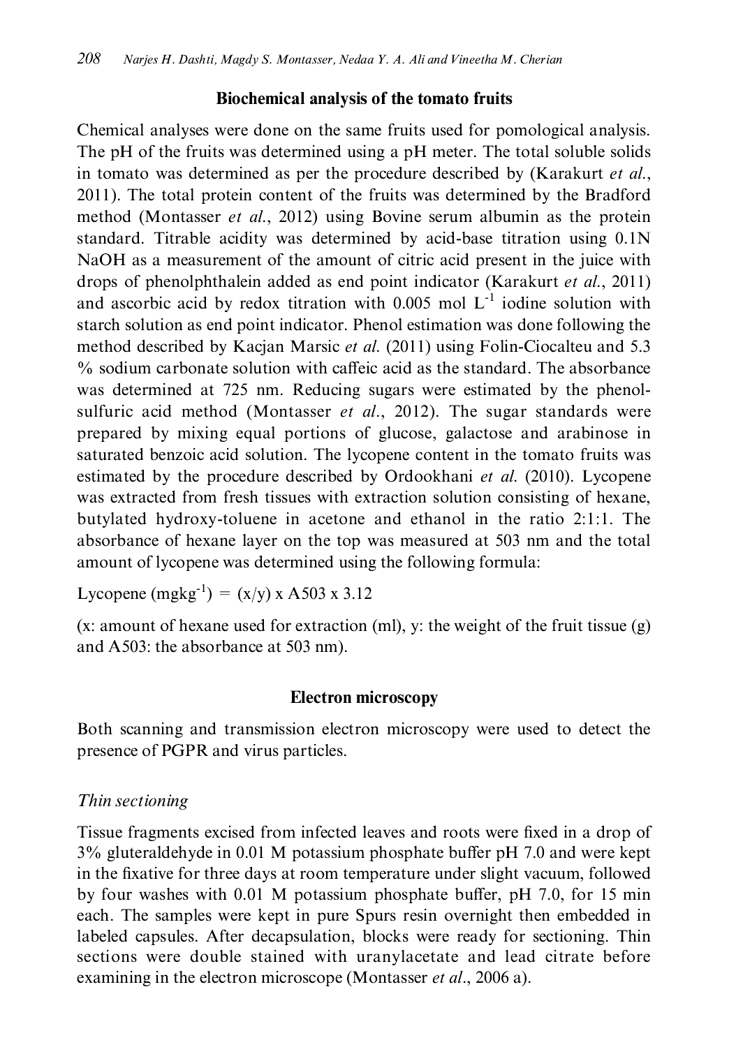### Biochemical analysis of the tomato fruits

Chemical analyses were done on the same fruits used for pomological analysis. The pH of the fruits was determined using a pH meter. The total soluble solids in tomato was determined as per the procedure described by (Karakurt *et al.*, 2011). The total protein content of the fruits was determined by the Bradford method (Montasser *et al.*, 2012) using Bovine serum albumin as the protein standard. Titrable acidity was determined by acid-base titration using 0.1N NaOH as a measurement of the amount of citric acid present in the juice with drops of phenolphthalein added as end point indicator (Karakurt *et al.*, 2011) and ascorbic acid by redox titration with 0.005 mol $L^{-1}$ iodine solution with starch solution as end point indicator. Phenol estimation was done following the method described by Kacjan Marsic *et al.* (2011) using Folin-Ciocalteu and 5.3 % sodium carbonate solution with caffeic acid as the standard. The absorbance was determined at 725 nm. Reducing sugars were estimated by the phenol-sulfuric acid method (Montasser *et al.*, 2012). The sugar standards were prepared by mixing equal portions of glucose, galactose and arabinose in saturated benzoic acid solution. The lycopene content in the tomato fruits was estimated by the procedure described by Ordookhani *et al.* (2010). Lycopene was extracted from fresh tissues with extraction solution consisting of hexane, butylated hydroxy-toluene in acetone and ethanol in the ratio 2:1:1. The absorbance of hexane layer on the top was measured at 503 nm and the total amount of lycopene was determined using the following formula:

$$\text{Lycopene (mgkg}^{-1}) = (x/y) \times A503 \times 3.12$$

(x: amount of hexane used for extraction (ml), y: the weight of the fruit tissue (g) and A503: the absorbance at 503 nm).

### Electron microscopy

Both scanning and transmission electron microscopy were used to detect the presence of PGPR and virus particles.

#### *Thin sectioning*

Tissue fragments excised from infected leaves and roots were fixed in a drop of 3% gluteraldehyde in 0.01 M potassium phosphate buffer pH 7.0 and were kept in the fixative for three days at room temperature under slight vacuum, followed by four washes with 0.01 M potassium phosphate buffer, pH 7.0, for 15 min each. The samples were kept in pure Spurs resin overnight then embedded in labeled capsules. After decapsulation, blocks were ready for sectioning. Thin sections were double stained with uranylacetate and lead citrate before examining in the electron microscope (Montasser *et al.*, 2006 a).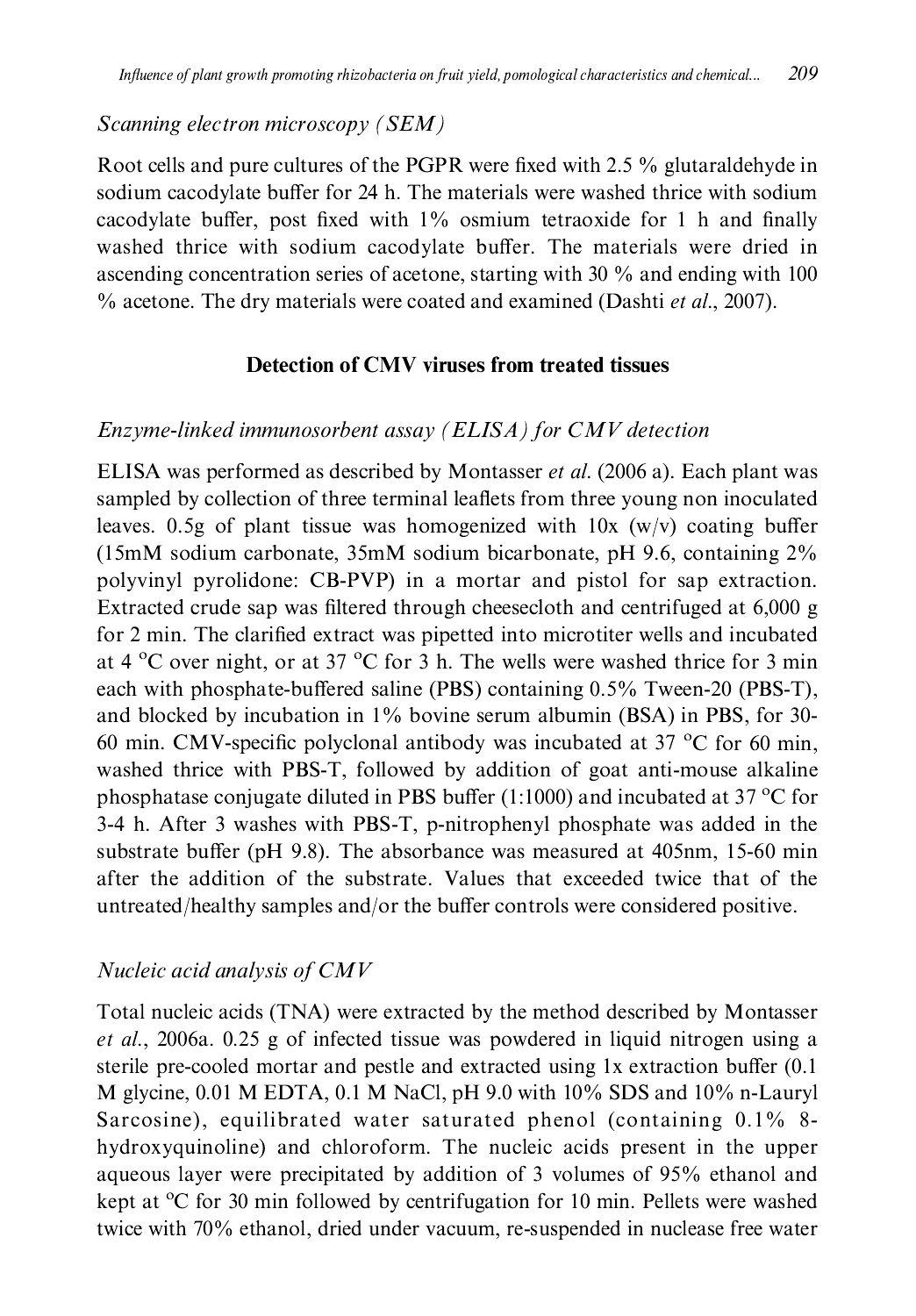*Scanning electron microscopy (SEM)*

Root cells and pure cultures of the PGPR were fixed with 2.5 % glutaraldehyde in sodium cacodylate buffer for 24 h. The materials were washed thrice with sodium cacodylate buffer, post fixed with 1% osmium tetraoxide for 1 h and finally washed thrice with sodium cacodylate buffer. The materials were dried in ascending concentration series of acetone, starting with 30 % and ending with 100 % acetone. The dry materials were coated and examined (Dashti *et al*., 2007).

## Detection of CMV viruses from treated tissues

*Enzyme-linked immunosorbent assay (ELISA) for CMV detection*

ELISA was performed as described by Montasser *et al.* (2006 a). Each plant was sampled by collection of three terminal leaflets from three young non inoculated leaves. 0.5g of plant tissue was homogenized with 10x (w/v) coating buffer (15mM sodium carbonate, 35mM sodium bicarbonate, pH 9.6, containing 2% polyvinyl pyrolidone: CB-PVP) in a mortar and pistol for sap extraction. Extracted crude sap was filtered through cheesecloth and centrifuged at 6,000 g for 2 min. The clarified extract was pipetted into microtiter wells and incubated at 4 °C over night, or at 37 °C for 3 h. The wells were washed thrice for 3 min each with phosphate-buffered saline (PBS) containing 0.5% Tween-20 (PBS-T), and blocked by incubation in 1% bovine serum albumin (BSA) in PBS, for 30-60 min. CMV-specific polyclonal antibody was incubated at 37 °C for 60 min, washed thrice with PBS-T, followed by addition of goat anti-mouse alkaline phosphatase conjugate diluted in PBS buffer (1:1000) and incubated at 37 °C for 3-4 h. After 3 washes with PBS-T, p-nitrophenyl phosphate was added in the substrate buffer (pH 9.8). The absorbance was measured at 405nm, 15-60 min after the addition of the substrate. Values that exceeded twice that of the untreated/healthy samples and/or the buffer controls were considered positive.

*Nucleic acid analysis of CMV*

Total nucleic acids (TNA) were extracted by the method described by Montasser *et al.*, 2006a. 0.25 g of infected tissue was powdered in liquid nitrogen using a sterile pre-cooled mortar and pestle and extracted using 1x extraction buffer (0.1 M glycine, 0.01 M EDTA, 0.1 M NaCl, pH 9.0 with 10% SDS and 10% n-Lauryl Sarcosine), equilibrated water saturated phenol (containing 0.1% 8-hydroxyquinoline) and chloroform. The nucleic acids present in the upper aqueous layer were precipitated by addition of 3 volumes of 95% ethanol and kept at °C for 30 min followed by centrifugation for 10 min. Pellets were washed twice with 70% ethanol, dried under vacuum, re-suspended in nuclease free water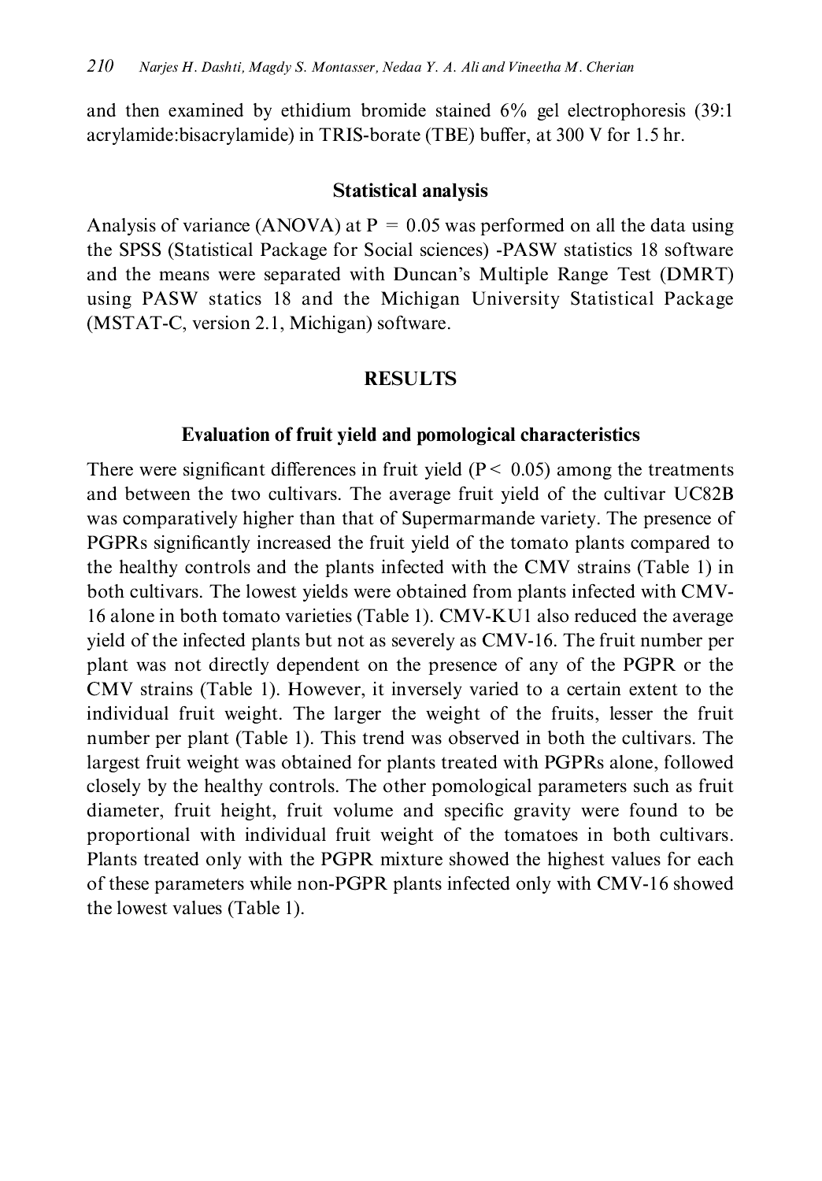and then examined by ethidium bromide stained 6% gel electrophoresis (39:1 acrylamide:bisacrylamide) in TRIS-borate (TBE) buffer, at 300 V for 1.5 hr.

### Statistical analysis

Analysis of variance (ANOVA) at $P = 0.05$ was performed on all the data using the SPSS (Statistical Package for Social sciences) -PASW statistics 18 software and the means were separated with Duncan's Multiple Range Test (DMRT) using PASW statics 18 and the Michigan University Statistical Package (MSTAT-C, version 2.1, Michigan) software.

## RESULTS

### Evaluation of fruit yield and pomological characteristics

There were significant differences in fruit yield ($P < 0.05$) among the treatments and between the two cultivars. The average fruit yield of the cultivar UC82B was comparatively higher than that of Supermarmande variety. The presence of PGPRs significantly increased the fruit yield of the tomato plants compared to the healthy controls and the plants infected with the CMV strains (Table 1) in both cultivars. The lowest yields were obtained from plants infected with CMV-16 alone in both tomato varieties (Table 1). CMV-KU1 also reduced the average yield of the infected plants but not as severely as CMV-16. The fruit number per plant was not directly dependent on the presence of any of the PGPR or the CMV strains (Table 1). However, it inversely varied to a certain extent to the individual fruit weight. The larger the weight of the fruits, lesser the fruit number per plant (Table 1). This trend was observed in both the cultivars. The largest fruit weight was obtained for plants treated with PGPRs alone, followed closely by the healthy controls. The other pomological parameters such as fruit diameter, fruit height, fruit volume and specific gravity were found to be proportional with individual fruit weight of the tomatoes in both cultivars. Plants treated only with the PGPR mixture showed the highest values for each of these parameters while non-PGPR plants infected only with CMV-16 showed the lowest values (Table 1).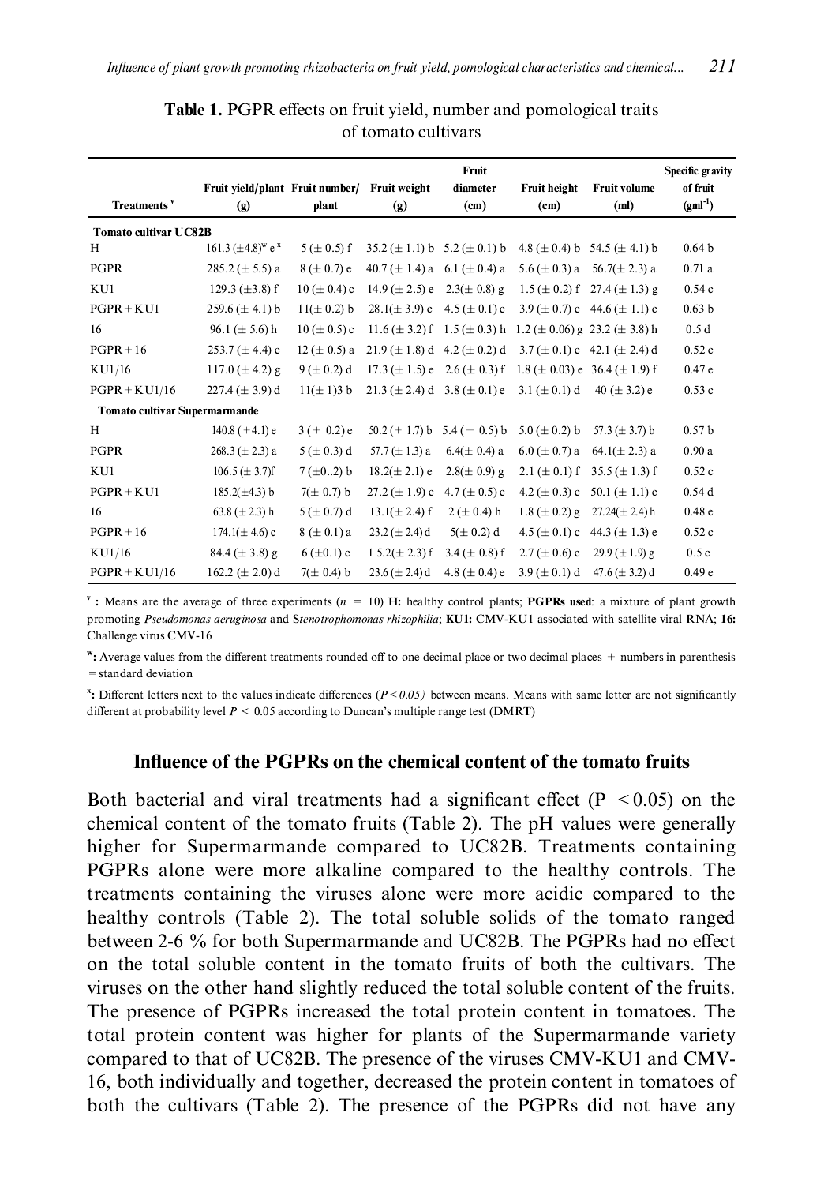**Table 1.** PGPR effects on fruit yield, number and pomological traits of tomato cultivars

| Treatments [v] | Fruit yield/plant (g) | Fruit number/ plant | Fruit weight (g) | Fruit diameter (cm) | Fruit height (cm) | Fruit volume (ml) | Specific gravity of fruit ($gml^{-1}$) |
|---|---|---|---|---|---|---|---|
| **Tomato cultivar UC82B** | | | | | | | |
| H | 161.3 (±4.8)[w] e [x] | 5 (± 0.5) f | 35.2 (± 1.1) b | 5.2 (± 0.1) b | 4.8 (± 0.4) b | 54.5 (± 4.1) b | 0.64 b |
| PGPR | 285.2 (± 5.5) a | 8 (± 0.7) e | 40.7 (± 1.4) a | 6.1 (± 0.4) a | 5.6 (± 0.3) a | 56.7(± 2.3) a | 0.71 a |
| KU1 | 129.3 (±3.8) f | 10 (± 0.4) c | 14.9 (± 2.5) e | 2.3(± 0.8) g | 1.5 (± 0.2) f | 27.4 (± 1.3) g | 0.54 c |
| PGPR + KU1 | 259.6 (± 4.1) b | 11(± 0.2) b | 28.1(± 3.9) c | 4.5 (± 0.1) c | 3.9 (± 0.7) c | 44.6 (± 1.1) c | 0.63 b |
| 16 | 96.1 (± 5.6) h | 10 (± 0.5) c | 11.6 (± 3.2) f | 1.5 (± 0.3) h | 1.2 (± 0.06) g | 23.2 (± 3.8) h | 0.5 d |
| PGPR + 16 | 253.7 (± 4.4) c | 12 (± 0.5) a | 21.9 (± 1.8) d | 4.2 (± 0.2) d | 3.7 (± 0.1) c | 42.1 (± 2.4) d | 0.52 c |
| KU1/16 | 117.0 (± 4.2) g | 9 (± 0.2) d | 17.3 (± 1.5) e | 2.6 (± 0.3) f | 1.8 (± 0.03) e | 36.4 (± 1.9) f | 0.47 e |
| PGPR + KU1/16 | 227.4 (± 3.9) d | 11(± 1)3 b | 21.3 (± 2.4) d | 3.8 (± 0.1) e | 3.1 (± 0.1) d | 40 (± 3.2) e | 0.53 c |
| **Tomato cultivar Supermarmande** | | | | | | | |
| H | 140.8 ( +4.1) e | 3 ( + 0.2) e | 50.2 ( + 1.7) b | 5.4 ( + 0.5) b | 5.0 (± 0.2) b | 57.3 (± 3.7) b | 0.57 b |
| PGPR | 268.3 (± 2.3) a | 5 (± 0.3) d | 57.7 (± 1.3) a | 6.4(± 0.4) a | 6.0 (± 0.7) a | 64.1(± 2.3) a | 0.90 a |
| KU1 | 106.5 (± 3.7)f | 7 (±0..2) b | 18.2(± 2.1) e | 2.8(± 0.9) g | 2.1 (± 0.1) f | 35.5 (± 1.3) f | 0.52 c |
| PGPR + KU1 | 185.2(±4.3) b | 7(± 0.7) b | 27.2 (± 1.9) c | 4.7 (± 0.5) c | 4.2 (± 0.3) c | 50.1 (± 1.1) c | 0.54 d |
| 16 | 63.8 (± 2.3) h | 5 (± 0.7) d | 13.1(± 2.4) f | 2 (± 0.4) h | 1.8 (± 0.2) g | 27.24(± 2.4) h | 0.48 e |
| PGPR + 16 | 174.1(± 4.6) c | 8 (± 0.1) a | 23.2 (± 2.4) d | 5(± 0.2) d | 4.5 (± 0.1) c | 44.3 (± 1.3) e | 0.52 c |
| KU1/16 | 84.4 (± 3.8) g | 6 (±0.1) c | 1 5.2(± 2.3) f | 3.4 (± 0.8) f | 2.7 (± 0.6) e | 29.9 (± 1.9) g | 0.5 c |
| PGPR + KU1/16 | 162.2 (± 2.0) d | 7(± 0.4) b | 23.6 (± 2.4) d | 4.8 (± 0.4) e | 3.9 (± 0.1) d | 47.6 (± 3.2) d | 0.49 e |

[v] : Means are the average of three experiments ($n$ = 10) **H:** healthy control plants; **PGPRs used**: a mixture of plant growth promoting *Pseudomonas aeruginosa* and S*tenotrophomonas rhizophilia*; **KU1:** CMV-KU1 associated with satellite viral RNA; **16:** Challenge virus CMV-16

[w]: Average values from the different treatments rounded off to one decimal place or two decimal places + numbers in parenthesis = standard deviation

[x]: Different letters next to the values indicate differences ($P < 0.05$) between means. Means with same letter are not significantly different at probability level $P$ < 0.05 according to Duncan's multiple range test (DMRT)

## Influence of the PGPRs on the chemical content of the tomato fruits

Both bacterial and viral treatments had a significant effect ($P < 0.05$) on the chemical content of the tomato fruits (Table 2). The pH values were generally higher for Supermarmande compared to UC82B. Treatments containing PGPRs alone were more alkaline compared to the healthy controls. The treatments containing the viruses alone were more acidic compared to the healthy controls (Table 2). The total soluble solids of the tomato ranged between 2-6 % for both Supermarmande and UC82B. The PGPRs had no effect on the total soluble content in the tomato fruits of both the cultivars. The viruses on the other hand slightly reduced the total soluble content of the fruits. The presence of PGPRs increased the total protein content in tomatoes. The total protein content was higher for plants of the Supermarmande variety compared to that of UC82B. The presence of the viruses CMV-KU1 and CMV-16, both individually and together, decreased the protein content in tomatoes of both the cultivars (Table 2). The presence of the PGPRs did not have any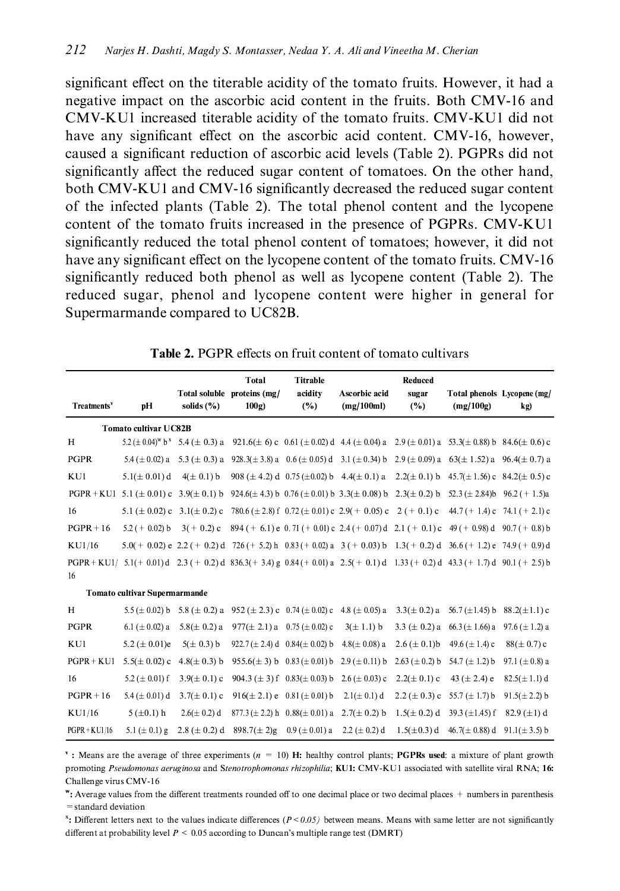significant effect on the titerable acidity of the tomato fruits. However, it had a negative impact on the ascorbic acid content in the fruits. Both CMV-16 and CMV-KU1 increased titerable acidity of the tomato fruits. CMV-KU1 did not have any significant effect on the ascorbic acid content. CMV-16, however, caused a significant reduction of ascorbic acid levels (Table 2). PGPRs did not significantly affect the reduced sugar content of tomatoes. On the other hand, both CMV-KU1 and CMV-16 significantly decreased the reduced sugar content of the infected plants (Table 2). The total phenol content and the lycopene content of the tomato fruits increased in the presence of PGPRs. CMV-KU1 significantly reduced the total phenol content of tomatoes; however, it did not have any significant effect on the lycopene content of the tomato fruits. CMV-16 significantly reduced both phenol as well as lycopene content (Table 2). The reduced sugar, phenol and lycopene content were higher in general for Supermarmande compared to UC82B.

**Table 2.** PGPR effects on fruit content of tomato cultivars

| Treatments[v] | pH | Total soluble solids (%) | Total proteins (mg/100g) | Titrable acidity (%) | Ascorbic acid (mg/100ml) | Reduced sugar (%) | Total phenols (mg/100g) | Lycopene (mg/kg) |
|---|---|---|---|---|---|---|---|---|
| **Tomato cultivar UC82B** | | | | | | | | |
| H | 5.2 (± 0.04)[w] b[x] | 5.4 (± 0.3) a | 921.6(± 6) c | 0.61 (± 0.02) d | 4.4 (± 0.04) a | 2.9 (± 0.01) a | 53.3(± 0.88) b | 84.6(± 0.6) c |
| PGPR | 5.4 (± 0.02) a | 5.3 (± 0.3) a | 928.3(± 3.8) a | 0.6 (± 0.05) d | 3.1 (± 0.34) b | 2.9 (± 0.09) a | 63(± 1.52) a | 96.4(± 0.7) a |
| KU1 | 5.1(± 0.01) d | 4(± 0.1) b | 908 (± 4.2) d | 0.75 (±0.02) b | 4.4(± 0.1) a | 2.2(± 0.1) b | 45.7(± 1.56) c | 84.2(± 0.5) c |
| PGPR + KU1 | 5.1 (± 0.01) c | 3.9(± 0.1) b | 924.6(± 4.3) b | 0.76 (± 0.01) b | 3.3(± 0.08) b | 2.3(± 0.2) b | 52.3 (± 2.84)b | 96.2 ( + 1.5)a |
| 16 | 5.1 (± 0.02) c | 3.1(± 0.2) c | 780.6 (± 2.8) f | 0.72 (± 0.01) c | 2.9( + 0.05) c | 2 ( + 0.1) c | 44.7 ( + 1.4) c | 74.1 ( + 2.1) c |
| PGPR + 16 | 5.2 ( + 0.02) b | 3( + 0.2) c | 894 ( + 6.1) e | 0. 71 ( + 0.01) c | 2.4 ( + 0.07) d | 2.1 ( + 0.1) c | 49 ( + 0.98) d | 90.7 ( + 0.8) b |
| KU1/16 | 5.0( + 0.02) e | 2.2 ( + 0.2) d | 726 ( + 5.2) h | 0.83 ( + 0.02) a | 3 ( + 0.03) b | 1.3( + 0.2) d | 36.6 ( + 1.2) e | 74.9 ( + 0.9) d |
| PGPR + KU1/16 | 5.1( + 0.01) d | 2.3 ( + 0.2) d | 836.3( + 3.4) g | 0.84 ( + 0.01) a | 2.5( + 0.1) d | 1.33 ( + 0.2) d | 43.3 ( + 1.7) d | 90.1 ( + 2.5) b |
| **Tomato cultivar Supermarmande** | | | | | | | | |
| H | 5.5 (± 0.02) b | 5.8 (± 0.2) a | 952 (± 2.3) c | 0.74 (± 0.02) c | 4.8 (± 0.05) a | 3.3(± 0.2) a | 56.7 (±1.45) b | 88.2(±1.1) c |
| PGPR | 6.1 (± 0.02) a | 5.8(± 0.2) a | 977(± 2.1) a | 0.75 (± 0.02) c | 3(± 1.1) b | 3.3 (± 0.2) a | 66.3 (± 1.66) a | 97.6 (± 1.2) a |
| KU1 | 5.2 (± 0.01)e | 5(± 0.3) b | 922.7 (± 2.4) d | 0.84(± 0.02) b | 4.8(± 0.08) a | 2.6 (± 0.1)b | 49.6 (± 1.4) c | 88(± 0.7) c |
| PGPR + KU1 | 5.5(± 0.02) c | 4.8(± 0.3) b | 955.6(± 3) b | 0.83 (± 0.01) b | 2.9 (± 0.11) b | 2.63 (± 0.2) b | 54.7 (± 1.2) b | 97.1 (± 0.8) a |
| 16 | 5.2 (± 0.01) f | 3.9(± 0.1) c | 904.3 (± 3) f | 0.83(± 0.03) b | 2.6 (± 0.03) c | 2.2(± 0.1) c | 43 (± 2.4) e | 82.5(± 1.1) d |
| PGPR + 16 | 5.4 (± 0.01) d | 3.7(± 0.1) c | 916(± 2.1) e | 0.81 (± 0.01) b | 2.1(± 0.1) d | 2.2 (± 0.3) c | 55.7 (± 1.7) b | 91.5(± 2.2) b |
| KU1/16 | 5 (±0.1) h | 2.6(± 0.2) d | 877.3 (± 2.2) h | 0.88(± 0.01) a | 2.7(± 0.2) b | 1.5(± 0.2) d | 39.3 (±1.45) f | 82.9 (±1) d |
| PGPR + KU1/16 | 5.1 (± 0.1) g | 2.8 (± 0.2) d | 898.7(± 2)g | 0.9 (± 0.01) a | 2.2 (± 0.2) d | 1.5(±0.3) d | 46.7(± 0.88) d | 91.1(± 3.5) b |

[v] : Means are the average of three experiments ($n = 10$) **H:** healthy control plants; **PGPRs used**: a mixture of plant growth promoting *Pseudomonas aeruginosa* and S*tenotrophomonas rhizophilia*; **KU1:** CMV-KU1 associated with satellite viral RNA; **16:** Challenge virus CMV-16

[w]: Average values from the different treatments rounded off to one decimal place or two decimal places + numbers in parenthesis = standard deviation

[x]: Different letters next to the values indicate differences ($P < 0.05$) between means. Means with same letter are not significantly different at probability level $P < 0.05$ according to Duncan's multiple range test (DMRT)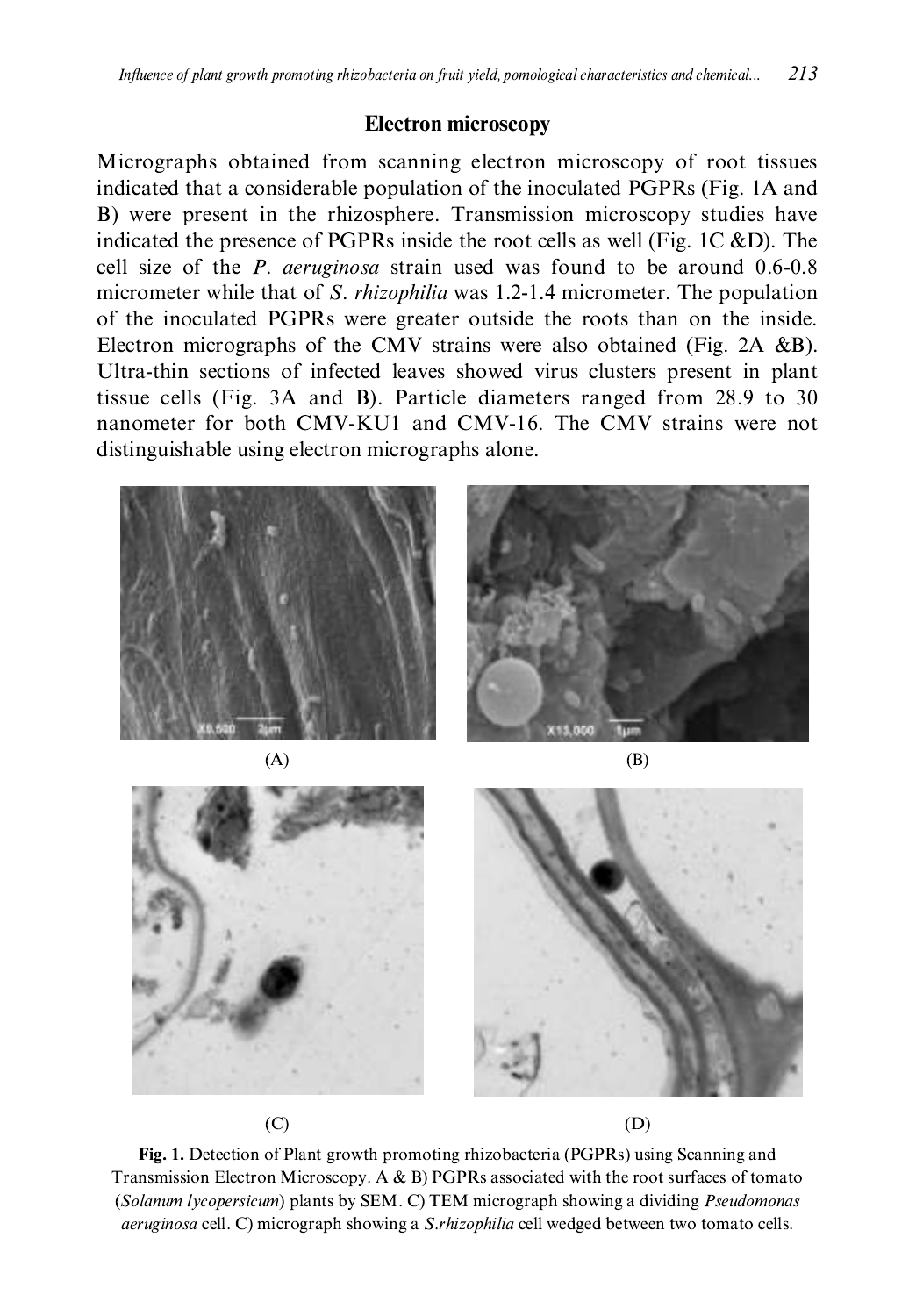## Electron microscopy

Micrographs obtained from scanning electron microscopy of root tissues indicated that a considerable population of the inoculated PGPRs (Fig. 1A and B) were present in the rhizosphere. Transmission microscopy studies have indicated the presence of PGPRs inside the root cells as well (Fig. 1C &D). The cell size of the *P. aeruginosa* strain used was found to be around 0.6-0.8 micrometer while that of *S. rhizophilia* was 1.2-1.4 micrometer. The population of the inoculated PGPRs were greater outside the roots than on the inside. Electron micrographs of the CMV strains were also obtained (Fig. 2A &B). Ultra-thin sections of infected leaves showed virus clusters present in plant tissue cells (Fig. 3A and B). Particle diameters ranged from 28.9 to 30 nanometer for both CMV-KU1 and CMV-16. The CMV strains were not distinguishable using electron micrographs alone.

(A)

(B)

(C)

(D)

**Fig. 1.** Detection of Plant growth promoting rhizobacteria (PGPRs) using Scanning and Transmission Electron Microscopy. A & B) PGPRs associated with the root surfaces of tomato (*Solanum lycopersicum*) plants by SEM. C) TEM micrograph showing a dividing *Pseudomonas aeruginosa* cell. C) micrograph showing a *S.rhizophilia* cell wedged between two tomato cells.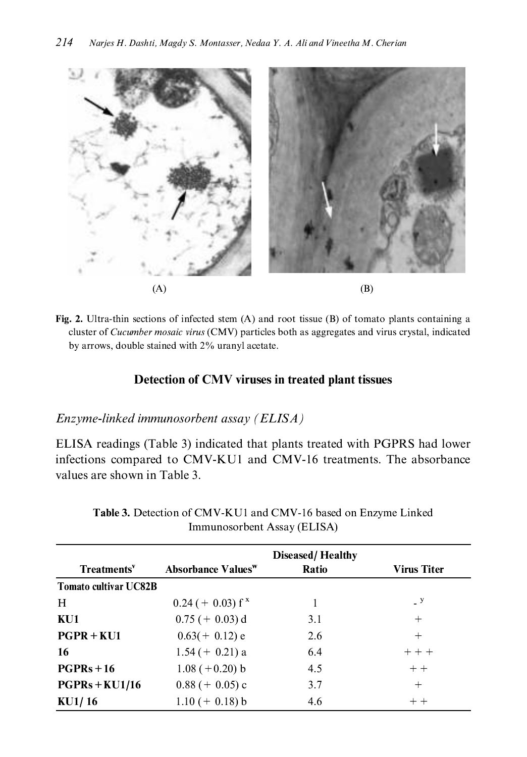(A)

(B)

**Fig. 2.** Ultra-thin sections of infected stem (A) and root tissue (B) of tomato plants containing a cluster of *Cucumber mosaic virus* (CMV) particles both as aggregates and virus crystal, indicated by arrows, double stained with 2% uranyl acetate.

## Detection of CMV viruses in treated plant tissues

### *Enzyme-linked immunosorbent assay (ELISA)*

ELISA readings (Table 3) indicated that plants treated with PGPRS had lower infections compared to CMV-KU1 and CMV-16 treatments. The absorbance values are shown in Table 3.

**Table 3.** Detection of CMV-KU1 and CMV-16 based on Enzyme Linked Immunosorbent Assay (ELISA)

| Treatments[v] | Absorbance Values[w] | Diseased/ Healthy Ratio | Virus Titer |
|---|---|---|---|
| **Tomato cultivar UC82B** | | | |
| H | 0.24 (+ 0.03) f [x] | 1 | - [y] |
| **KU1** | 0.75 (+ 0.03) d | 3.1 | + |
| **PGPR + KU1** | 0.63(+ 0.12) e | 2.6 | + |
| **16** | 1.54 (+ 0.21) a | 6.4 | + + + |
| **PGPRs + 16** | 1.08 (+0.20) b | 4.5 | + + |
| **PGPRs + KU1/16** | 0.88 (+ 0.05) c | 3.7 | + |
| **KU1/ 16** | 1.10 (+ 0.18) b | 4.6 | + + |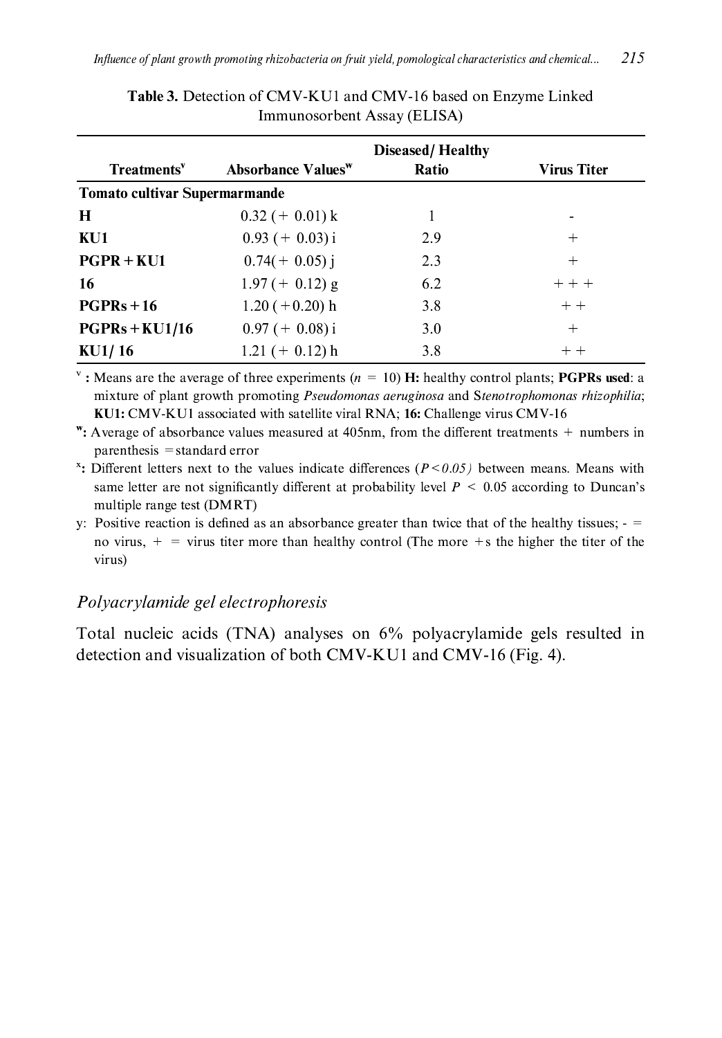**Table 3.** Detection of CMV-KU1 and CMV-16 based on Enzyme Linked Immunosorbent Assay (ELISA)

| Treatments[v] | Absorbance Values[w] | Diseased/ Healthy Ratio | Virus Titer |
|---|---|---|---|
| **Tomato cultivar Supermarmande** | | | |
| **H** | 0.32 (+ 0.01) k | 1 | - |
| **KU1** | 0.93 (+ 0.03) i | 2.9 | + |
| **PGPR + KU1** | 0.74(+ 0.05) j | 2.3 | + |
| **16** | 1.97 (+ 0.12) g | 6.2 | + + + |
| **PGPRs + 16** | 1.20 (+0.20) h | 3.8 | + + |
| **PGPRs + KU1/16** | 0.97 (+ 0.08) i | 3.0 | + |
| **KU1/ 16** | 1.21 (+ 0.12) h | 3.8 | + + |

[v] **:** Means are the average of three experiments ($n = 10$) **H:** healthy control plants; **PGPRs used**: a mixture of plant growth promoting *Pseudomonas aeruginosa* and S*tenotrophomonas rhizophilia*; **KU1:** CMV-KU1 associated with satellite viral RNA; **16:** Challenge virus CMV-16

[w]**:** Average of absorbance values measured at 405nm, from the different treatments + numbers in parenthesis = standard error

[x]**:** Different letters next to the values indicate differences ($P < 0.05$) between means. Means with same letter are not significantly different at probability level $P < 0.05$ according to Duncan's multiple range test (DMRT)

y: Positive reaction is defined as an absorbance greater than twice that of the healthy tissues; - = no virus, + = virus titer more than healthy control (The more +s the higher the titer of the virus)

### *Polyacrylamide gel electrophoresis*

Total nucleic acids (TNA) analyses on 6% polyacrylamide gels resulted in detection and visualization of both CMV-KU1 and CMV-16 (Fig. 4).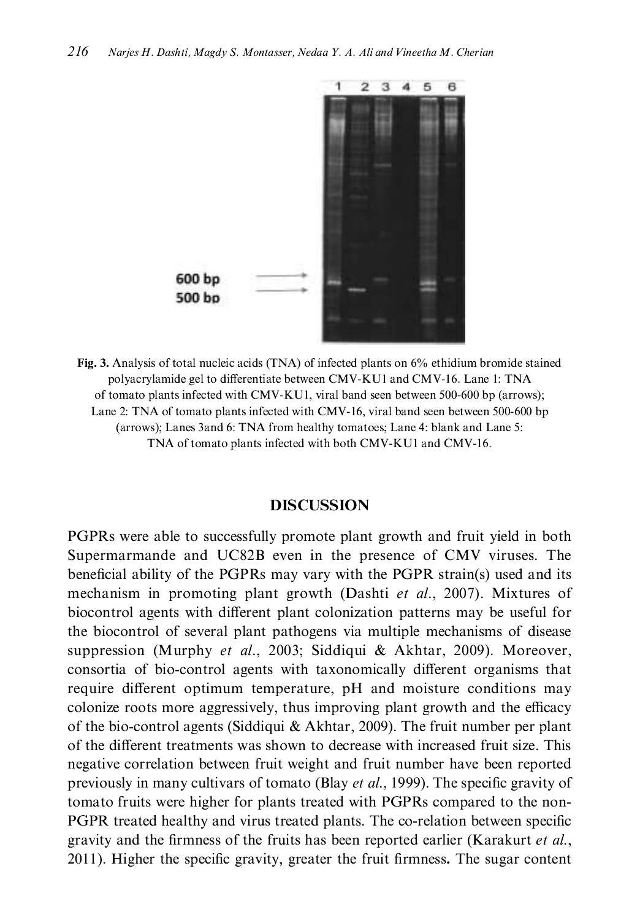**Fig. 3.** Analysis of total nucleic acids (TNA) of infected plants on 6% ethidium bromide stained polyacrylamide gel to differentiate between CMV-KU1 and CMV-16. Lane 1: TNA of tomato plants infected with CMV-KU1, viral band seen between 500-600 bp (arrows); Lane 2: TNA of tomato plants infected with CMV-16, viral band seen between 500-600 bp (arrows); Lanes 3and 6: TNA from healthy tomatoes; Lane 4: blank and Lane 5: TNA of tomato plants infected with both CMV-KU1 and CMV-16.

## DISCUSSION

PGPRs were able to successfully promote plant growth and fruit yield in both Supermarmande and UC82B even in the presence of CMV viruses. The beneficial ability of the PGPRs may vary with the PGPR strain(s) used and its mechanism in promoting plant growth (Dashti *et al.*, 2007). Mixtures of biocontrol agents with different plant colonization patterns may be useful for the biocontrol of several plant pathogens via multiple mechanisms of disease suppression (Murphy *et al.*, 2003; Siddiqui & Akhtar, 2009). Moreover, consortia of bio-control agents with taxonomically different organisms that require different optimum temperature, pH and moisture conditions may colonize roots more aggressively, thus improving plant growth and the efficacy of the bio-control agents (Siddiqui & Akhtar, 2009). The fruit number per plant of the different treatments was shown to decrease with increased fruit size. This negative correlation between fruit weight and fruit number have been reported previously in many cultivars of tomato (Blay *et al.*, 1999). The specific gravity of tomato fruits were higher for plants treated with PGPRs compared to the non-PGPR treated healthy and virus treated plants. The co-relation between specific gravity and the firmness of the fruits has been reported earlier (Karakurt *et al.*, 2011). Higher the specific gravity, greater the fruit firmness**.** The sugar content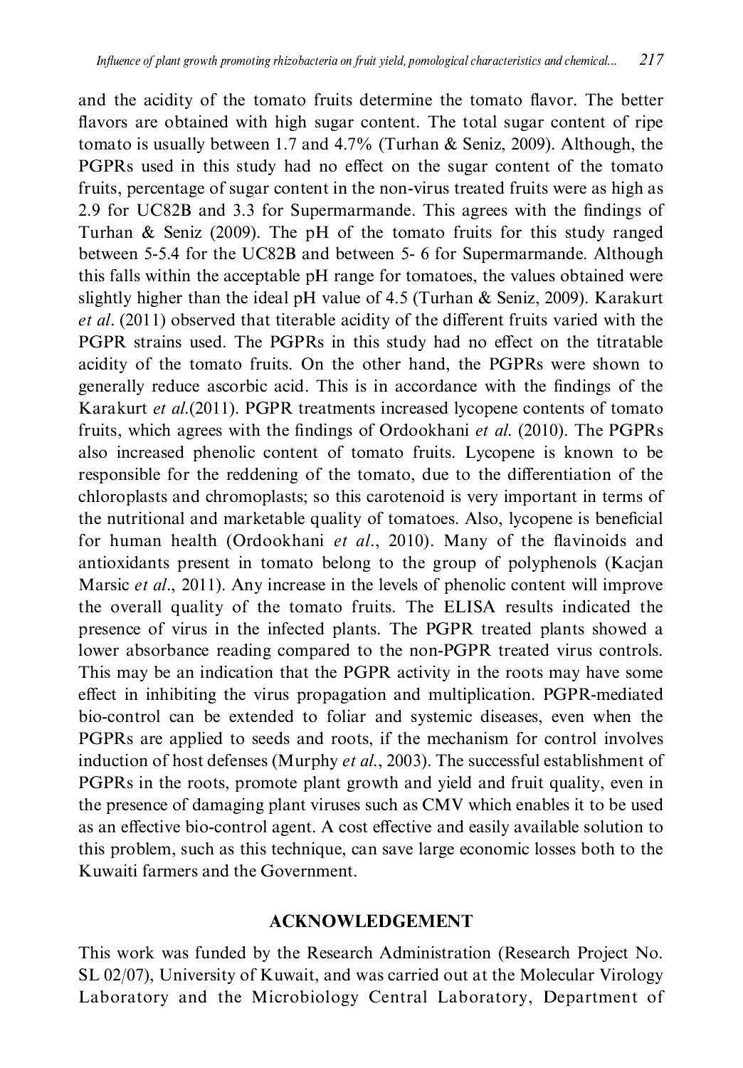and the acidity of the tomato fruits determine the tomato flavor. The better flavors are obtained with high sugar content. The total sugar content of ripe tomato is usually between 1.7 and 4.7% (Turhan & Seniz, 2009). Although, the PGPRs used in this study had no effect on the sugar content of the tomato fruits, percentage of sugar content in the non-virus treated fruits were as high as 2.9 for UC82B and 3.3 for Supermarmande. This agrees with the findings of Turhan & Seniz (2009). The pH of the tomato fruits for this study ranged between 5-5.4 for the UC82B and between 5- 6 for Supermarmande. Although this falls within the acceptable pH range for tomatoes, the values obtained were slightly higher than the ideal pH value of 4.5 (Turhan & Seniz, 2009). Karakurt *et al*. (2011) observed that titerable acidity of the different fruits varied with the PGPR strains used. The PGPRs in this study had no effect on the titratable acidity of the tomato fruits. On the other hand, the PGPRs were shown to generally reduce ascorbic acid. This is in accordance with the findings of the Karakurt *et al*.(2011). PGPR treatments increased lycopene contents of tomato fruits, which agrees with the findings of Ordookhani *et al*. (2010). The PGPRs also increased phenolic content of tomato fruits. Lycopene is known to be responsible for the reddening of the tomato, due to the differentiation of the chloroplasts and chromoplasts; so this carotenoid is very important in terms of the nutritional and marketable quality of tomatoes. Also, lycopene is beneficial for human health (Ordookhani *et al*., 2010). Many of the flavinoids and antioxidants present in tomato belong to the group of polyphenols (Kacjan Marsic *et al*., 2011). Any increase in the levels of phenolic content will improve the overall quality of the tomato fruits. The ELISA results indicated the presence of virus in the infected plants. The PGPR treated plants showed a lower absorbance reading compared to the non-PGPR treated virus controls. This may be an indication that the PGPR activity in the roots may have some effect in inhibiting the virus propagation and multiplication. PGPR-mediated bio-control can be extended to foliar and systemic diseases, even when the PGPRs are applied to seeds and roots, if the mechanism for control involves induction of host defenses (Murphy *et al*., 2003). The successful establishment of PGPRs in the roots, promote plant growth and yield and fruit quality, even in the presence of damaging plant viruses such as CMV which enables it to be used as an effective bio-control agent. A cost effective and easily available solution to this problem, such as this technique, can save large economic losses both to the Kuwaiti farmers and the Government.

## ACKNOWLEDGEMENT

This work was funded by the Research Administration (Research Project No. SL 02/07), University of Kuwait, and was carried out at the Molecular Virology Laboratory and the Microbiology Central Laboratory, Department of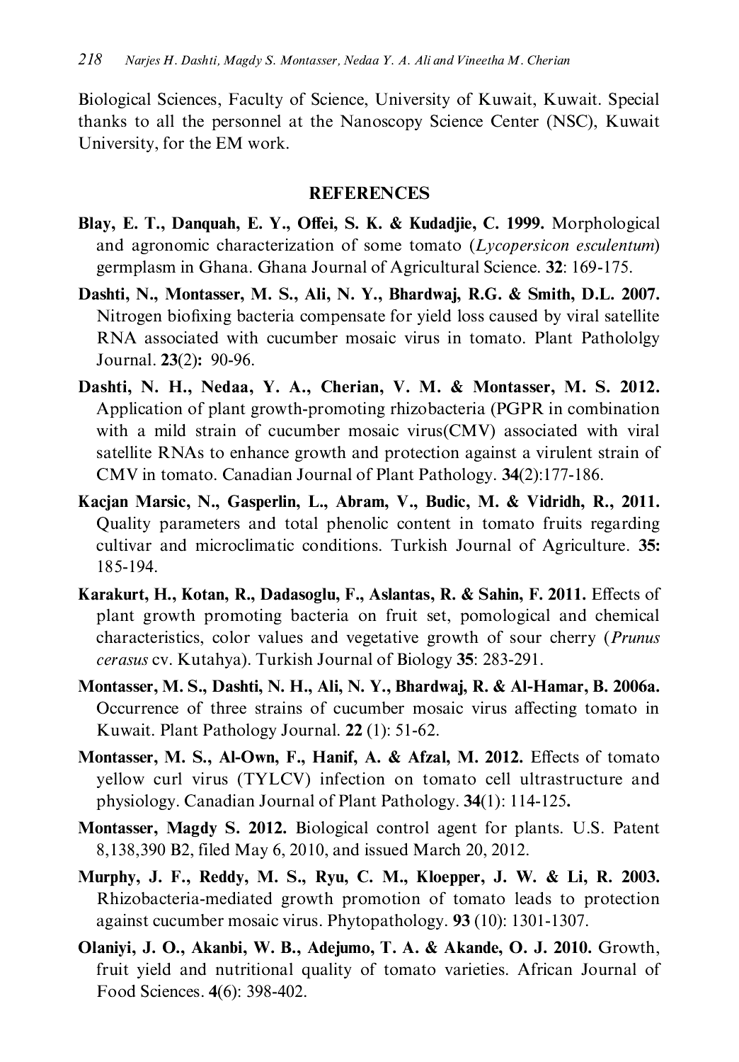Biological Sciences, Faculty of Science, University of Kuwait, Kuwait. Special thanks to all the personnel at the Nanoscopy Science Center (NSC), Kuwait University, for the EM work.

## REFERENCES

**Blay, E. T., Danquah, E. Y., Offei, S. K. & Kudadjie, C. 1999.** Morphological and agronomic characterization of some tomato (*Lycopersicon esculentum*) germplasm in Ghana. Ghana Journal of Agricultural Science. **32**: 169-175.

**Dashti, N., Montasser, M. S., Ali, N. Y., Bhardwaj, R.G. & Smith, D.L. 2007.** Nitrogen biofixing bacteria compensate for yield loss caused by viral satellite RNA associated with cucumber mosaic virus in tomato. Plant PatholoIgy Journal. **23**(2)**:** 90-96.

**Dashti, N. H., Nedaa, Y. A., Cherian, V. M. & Montasser, M. S. 2012.** Application of plant growth-promoting rhizobacteria (PGPR in combination with a mild strain of cucumber mosaic virus(CMV) associated with viral satellite RNAs to enhance growth and protection against a virulent strain of CMV in tomato. Canadian Journal of Plant Pathology. **34**(2):177-186.

**Kacjan Marsic, N., Gasperlin, L., Abram, V., Budic, M. & Vidridh, R., 2011.** Quality parameters and total phenolic content in tomato fruits regarding cultivar and microclimatic conditions. Turkish Journal of Agriculture. **35:** 185-194.

**Karakurt, H., Kotan, R., Dadasoglu, F., Aslantas, R. & Sahin, F. 2011.** Effects of plant growth promoting bacteria on fruit set, pomological and chemical characteristics, color values and vegetative growth of sour cherry (*Prunus cerasus* cv. Kutahya). Turkish Journal of Biology **35**: 283-291.

**Montasser, M. S., Dashti, N. H., Ali, N. Y., Bhardwaj, R. & Al-Hamar, B. 2006a.** Occurrence of three strains of cucumber mosaic virus affecting tomato in Kuwait. Plant Pathology Journal. **22** (1): 51-62.

**Montasser, M. S., Al-Own, F., Hanif, A. & Afzal, M. 2012.** Effects of tomato yellow curl virus (TYLCV) infection on tomato cell ultrastructure and physiology. Canadian Journal of Plant Pathology. **34**(1): 114-125**.**

**Montasser, Magdy S. 2012.** Biological control agent for plants. U.S. Patent 8,138,390 B2, filed May 6, 2010, and issued March 20, 2012.

**Murphy, J. F., Reddy, M. S., Ryu, C. M., Kloepper, J. W. & Li, R. 2003.** Rhizobacteria-mediated growth promotion of tomato leads to protection against cucumber mosaic virus. Phytopathology. **93** (10): 1301-1307.

**Olaniyi, J. O., Akanbi, W. B., Adejumo, T. A. & Akande, O. J. 2010.** Growth, fruit yield and nutritional quality of tomato varieties. African Journal of Food Sciences. **4**(6): 398-402.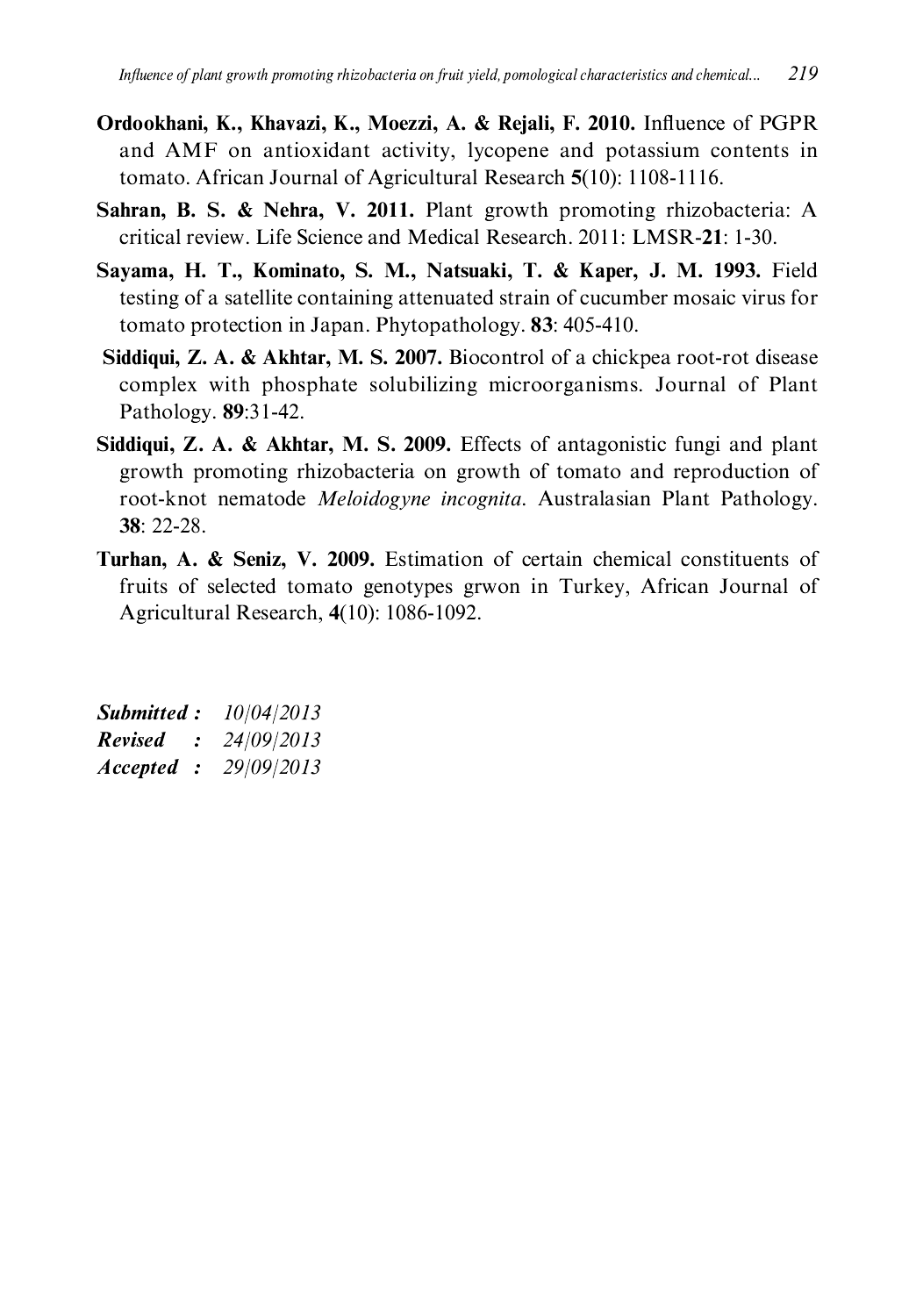**Ordookhani, K., Khavazi, K., Moezzi, A. & Rejali, F. 2010.** Influence of PGPR and AMF on antioxidant activity, lycopene and potassium contents in tomato. African Journal of Agricultural Research **5**(10): 1108-1116.

**Sahran, B. S. & Nehra, V. 2011.** Plant growth promoting rhizobacteria: A critical review. Life Science and Medical Research. 2011: LMSR-**21**: 1-30.

**Sayama, H. T., Kominato, S. M., Natsuaki, T. & Kaper, J. M. 1993.** Field testing of a satellite containing attenuated strain of cucumber mosaic virus for tomato protection in Japan. Phytopathology. **83**: 405-410.

**Siddiqui, Z. A. & Akhtar, M. S. 2007.** Biocontrol of a chickpea root-rot disease complex with phosphate solubilizing microorganisms. Journal of Plant Pathology. **89**:31-42.

**Siddiqui, Z. A. & Akhtar, M. S. 2009.** Effects of antagonistic fungi and plant growth promoting rhizobacteria on growth of tomato and reproduction of root-knot nematode *Meloidogyne incognita*. Australasian Plant Pathology. **38**: 22-28.

**Turhan, A. & Seniz, V. 2009.** Estimation of certain chemical constituents of fruits of selected tomato genotypes grwon in Turkey, African Journal of Agricultural Research, **4**(10): 1086-1092.

***Submitted :*** *10/04/2013*
***Revised :*** *24/09/2013*
***Accepted :*** *29/09/2013*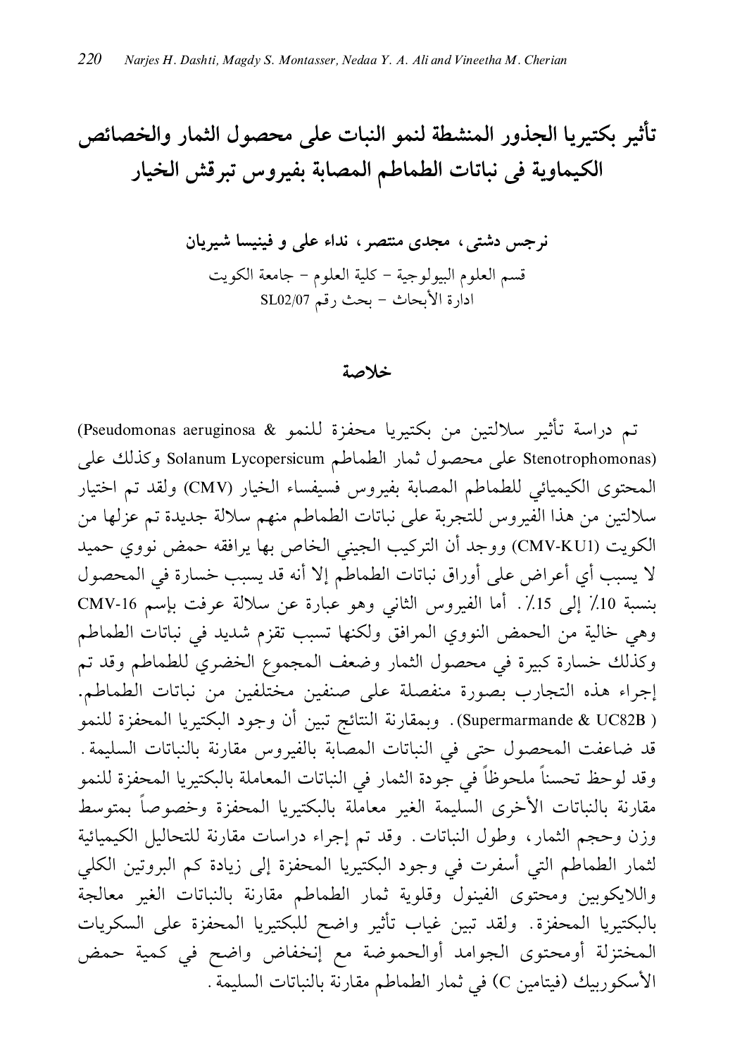# تأثير بكتيريا الجذور المنشطة لنمو النبات على محصول الثمار والخصائص الكيماوية فى نباتات الطماطم المصابة بفيروس تبرقش الخيار

**نرجس دشتى، مجدى منتصر، نداء على و فينيسا شيريان**

قسم العلوم البيولوجية – كلية العلوم – جامعة الكويت

ادارة الأبحاث – بحث رقم SL02/07

## خلاصة

تم دراسة تأثير سلالتين من بكتيريا محفزة للنمو (Pseudomonas aeruginosa & Stenotrophomonas) على محصول ثمار الطماطم Solanum Lycopersicum وكذلك على المحتوى الكيميائي للطماطم المصابة بفيروس فسيفساء الخيار (CMV) ولقد تم اختيار سلالتين من هذا الفيروس للتجربة على نباتات الطماطم منهم سلالة جديدة تم عزلها من الكويت (CMV-KU1) ووجد أن التركيب الجيني الخاص بها يرافقه حمض نووي حميد لا يسبب أي أعراض على أوراق نباتات الطماطم إلا أنه قد يسبب خسارة في المحصول بنسبة 10٪ إلى 15٪. أما الفيروس الثاني وهو عبارة عن سلالة عرفت بإسم CMV-16 وهي خالية من الحمض النووي المرافق ولكنها تسبب تقزم شديد في نباتات الطماطم وكذلك خسارة كبيرة في محصول الثمار وضعف المجموع الخضري للطماطم وقد تم إجراء هذه التجارب بصورة منفصلة على صنفين مختلفين من نباتات الطماطم. (Supermarmande & UC82B). وبمقارنة النتائج تبين أن وجود البكتيريا المحفزة للنمو قد ضاعفت المحصول حتى في النباتات المصابة بالفيروس مقارنة بالنباتات السليمة. وقد لوحظ تحسناً ملحوظاً في جودة الثمار في النباتات المعاملة بالبكتيريا المحفزة للنمو مقارنة بالنباتات الأخرى السليمة الغير معاملة بالبكتيريا المحفزة وخصوصاً بمتوسط وزن وحجم الثمار، وطول النباتات. وقد تم إجراء دراسات مقارنة للتحاليل الكيميائية لثمار الطماطم التي أسفرت في وجود البكتيريا المحفزة إلى زيادة كم البروتين الكلي واللايكوبين ومحتوى الفينول وقلوية ثمار الطماطم مقارنة بالنباتات الغير معالجة بالبكتيريا المحفزة. ولقد تبين غياب تأثير واضح للبكتيريا المحفزة على السكريات المختزلة أومحتوى الجوامد أوالحموضة مع إنخفاض واضح في كمية حمض الأسكوربيك (فيتامين C) في ثمار الطماطم مقارنة بالنباتات السليمة.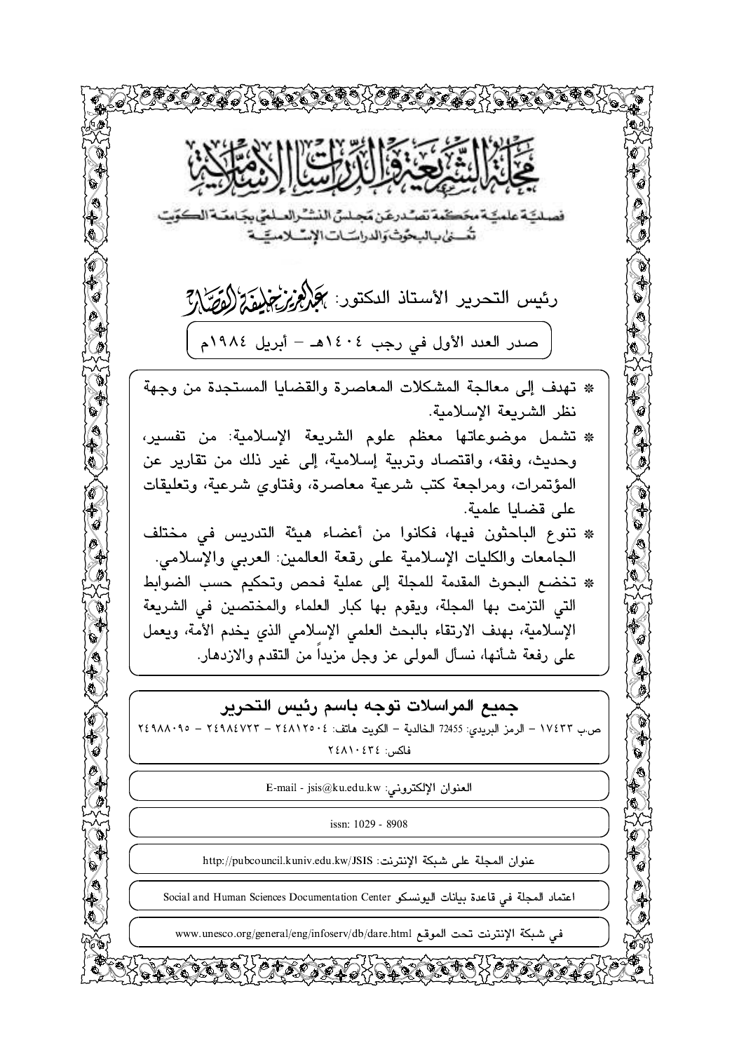# مجلة الشريعة والدراسات الإسلامية

فصلية علمية محكّمة تصدر عن مجلس النشر العلمي بجامعة الكويت

تُعنى بالبحوث والدراسات الإسلامية

رئيس التحرير الأستاذ الدكتور: عبدالعزيز خليفة القصار

صدر العدد الأول في رجب ١٤٠٤هـ – أبريل ١٩٨٤م

* تهدف إلى معالجة المشكلات المعاصرة والقضايا المستجدة من وجهة نظر الشريعة الإسلامية.
* تشمل موضوعاتها معظم علوم الشريعة الإسلامية: من تفسير، وحديث، وفقه، واقتصاد وتربية إسلامية، إلى غير ذلك من تقارير عن المؤتمرات، ومراجعة كتب شرعية معاصرة، وفتاوي شرعية، وتعليقات على قضايا علمية.
* تنوع الباحثون فيها، فكانوا من أعضاء هيئة التدريس في مختلف الجامعات والكليات الإسلامية على رقعة العالمين: العربي والإسلامي.
* تخضع البحوث المقدمة للمجلة إلى عملية فحص وتحكيم حسب الضوابط التي التزمت بها المجلة، ويقوم بها كبار العلماء والمختصين في الشريعة الإسلامية، بهدف الارتقاء بالبحث العلمي الإسلامي الذي يخدم الأمة، ويعمل على رفعة شأنها، نسأل المولى عز وجل مزيداً من التقدم والازدهار.

## جميع المراسلات توجه باسم رئيس التحرير

ص.ب ١٧٤٣٣ – الرمز البريدي: 72455 الخالدية – الكويت هاتف: ٢٤٨١٢٥٠٤ – ٢٤٩٨٤٧٢٣ – ٢٤٩٨٨٠٩٥

فاكس: ٢٤٨١٠٤٣٤

العنوان الإلكتروني: E-mail - jsis@ku.edu.kw

issn: 1029 - 8908

عنوان المجلة على شبكة الإنترنت: http://pubcouncil.kuniv.edu.kw/JSIS

اعتماد المجلة في قاعدة بيانات اليونسكو Social and Human Sciences Documentation Center

في شبكة الإنترنت تحت الموقع www.unesco.org/general/eng/infoserv/db/dare.html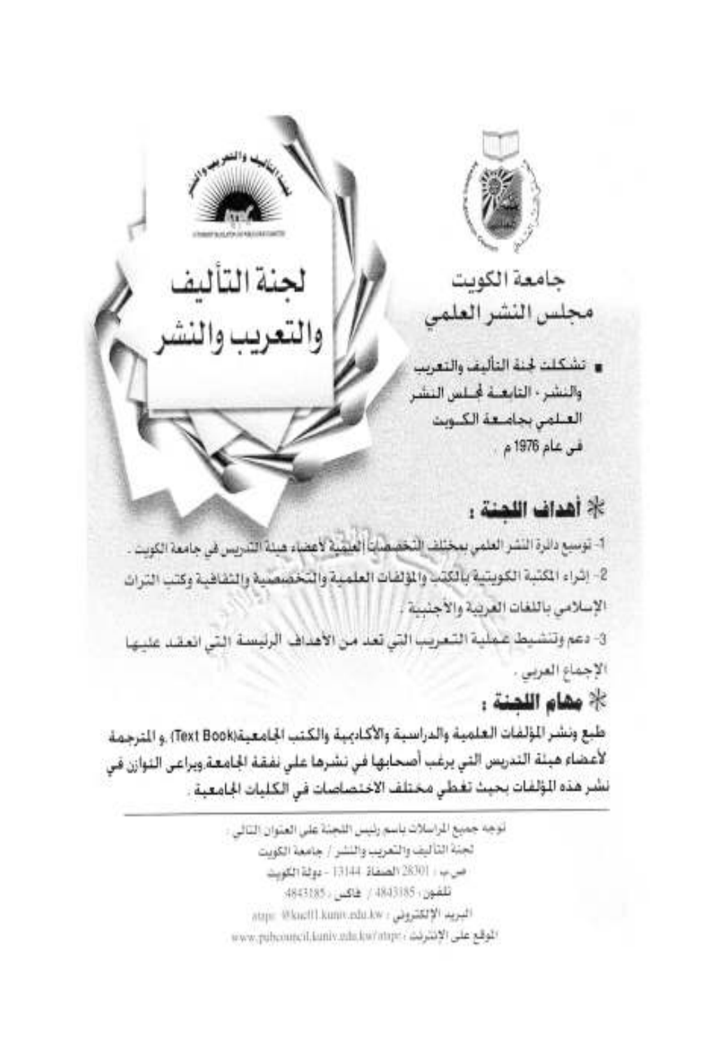جامعة الكويت
مجلس النشر العلمي

# لجنة التأليف والتعريب والنشر

- تشكلت لجنة التأليف والتعريب والنشر ، التابعة لمجلس النشر العلمي بجامعة الكويت في عام 1976 م .

## * أهداف اللجنة :

1- توسيع دائرة النشر العلمي بمختلف التخصصات العلمية لأعضاء هيئة التدريس في جامعة الكويت .

2- إثراء المكتبة الكويتية بالكتب والمؤلفات العلمية والتخصصية والثقافية وكتب التراث الإسلامي باللغات العربية والأجنبية .

3- دعم وتنشيط عملية التعريب التي تعد من الأهداف الرئيسة التي انعقد عليها الإجماع العربي .

## * مهام اللجنة :

طبع ونشر المؤلفات العلمية والدراسية والأكاديمية والكتب الجامعية(Text Book) ، والمترجمة لأعضاء هيئة التدريس التي يرغب أصحابها في نشرها على نفقة الجامعة ويراعى التوازن في نشر هذه المؤلفات بحيث تغطي مختلف الاختصاصات في الكليات الجامعية .

---

توجه جميع المراسلات باسم رئيس اللجنة على العنوان التالي :
لجنة التأليف والتعريب والنشر / جامعة الكويت
ص.ب : 28301 الصفاة 13144 - دولة الكويت
تلفون : 4843185 / فاكس : 4843185
البريد الإلكتروني : atpc @kuc01.kuniv.edu.kw
الموقع على الإنترنت : www.pubcouncil.kuniv.edu.kw/atpc